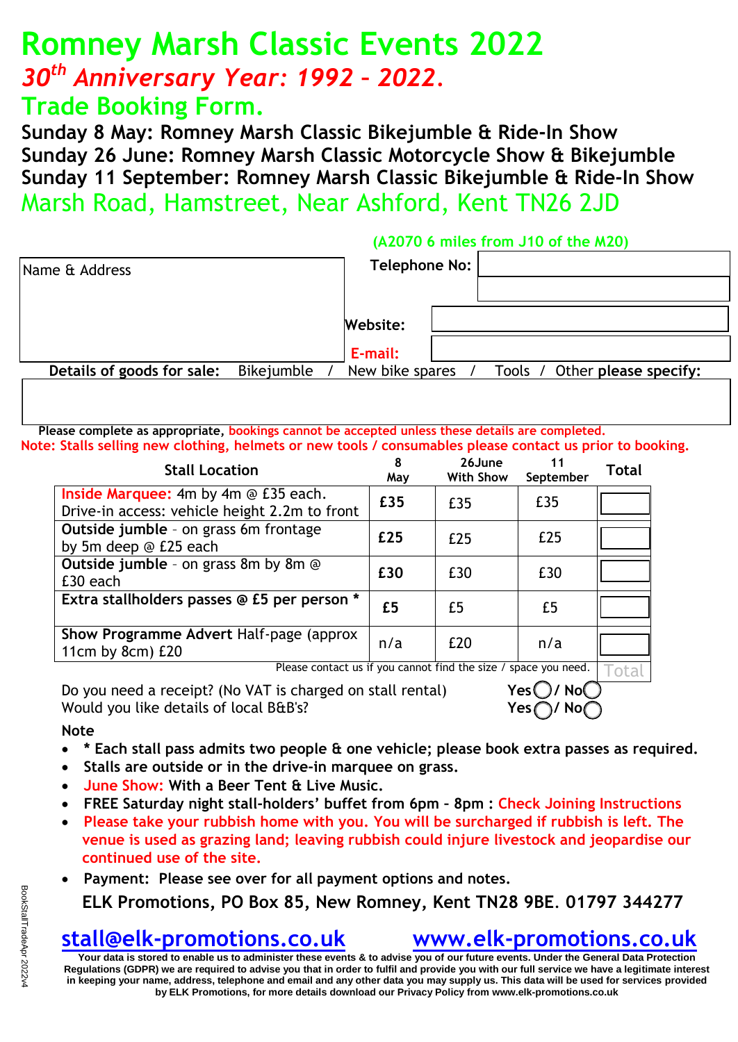# Romney Marsh Classic Events 2022

## *30th Anniversary Year: 1992 – 2022.*

## Trade Booking Form.

**Sunday 8 May: Romney Marsh Classic Bikejumble & Ride-In Show**
**Sunday 26 June: Romney Marsh Classic Motorcycle Show & Bikejumble**
**Sunday 11 September: Romney Marsh Classic Bikejumble & Ride-In Show**

Marsh Road, Hamstreet, Near Ashford, Kent TN26 2JD

**(A2070 6 miles from J10 of the M20)**

| Name & Address | **Telephone No:** | |
|---|---|---|
| | | |
| | Website: | |
| | **E-mail:** | |

**Details of goods for sale:** Bikejumble / New bike spares / Tools / Other **please specify:**

| |
|---|
| |

**Please complete as appropriate, bookings cannot be accepted unless these details are completed.**
**Note: Stalls selling new clothing, helmets or new tools / consumables please contact us prior to booking.**

| Stall Location | 8 May | 26June With Show | 11 September | Total |
|---|---|---|---|---|
| **Inside Marquee:** 4m by 4m @ £35 each. Drive-in access: vehicle height 2.2m to front | **£35** | £35 | £35 | |
| **Outside jumble** - on grass 6m frontage by 5m deep @ £25 each | **£25** | £25 | £25 | |
| **Outside jumble** - on grass 8m by 8m @ £30 each | **£30** | £30 | £30 | |
| **Extra stallholders passes @ £5 per person \*** | **£5** | £5 | £5 | |
| **Show Programme Advert** Half-page (approx 11cm by 8cm) £20 | n/a | £20 | n/a | |
| Please contact us if you cannot find the size / space you need. | | | | Total |

Do you need a receipt? (No VAT is charged on stall rental) **Yes** ◯ **/ No** ◯
Would you like details of local B&B's? **Yes** ◯ **/ No** ◯

**Note**

- **\* Each stall pass admits two people & one vehicle; please book extra passes as required.**
- **Stalls are outside or in the drive-in marquee on grass.**
- **June Show: With a Beer Tent & Live Music.**
- **FREE Saturday night stall-holders' buffet from 6pm - 8pm : Check Joining Instructions**
- **Please take your rubbish home with you. You will be surcharged if rubbish is left. The venue is used as grazing land; leaving rubbish could injure livestock and jeopardise our continued use of the site.**
- **Payment: Please see over for all payment options and notes.**

**ELK Promotions, PO Box 85, New Romney, Kent TN28 9BE. 01797 344277**

**stall@elk-promotions.co.uk** **www.elk-promotions.co.uk**

**Your data is stored to enable us to administer these events & to advise you of our future events. Under the General Data Protection Regulations (GDPR) we are required to advise you that in order to fulfil and provide you with our full service we have a legitimate interest in keeping your name, address, telephone and email and any other data you may supply us. This data will be used for services provided by ELK Promotions, for more details download our Privacy Policy from www.elk-promotions.co.uk**

BookStallTradeApr 2022v4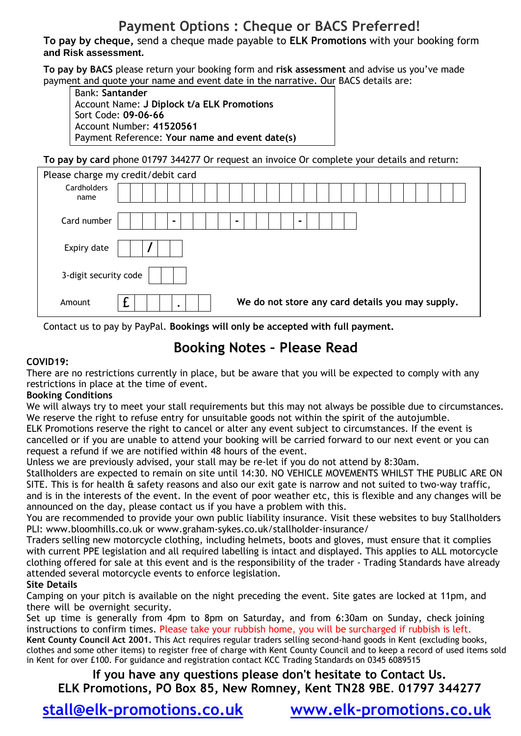# Payment Options : Cheque or BACS Preferred!

**To pay by cheque,** send a cheque made payable to **ELK Promotions** with your booking form **and Risk assessment.**

**To pay by BACS** please return your booking form and **risk assessment** and advise us you've made payment and quote your name and event date in the narrative. Our BACS details are:

| |
|---|
| Bank: **Santander** |
| Account Name: **J Diplock t/a ELK Promotions** |
| Sort Code: **09-06-66** |
| Account Number: **41520561** |
| Payment Reference: **Your name and event date(s)** |

**To pay by card** phone 01797 344277 Or request an invoice Or complete your details and return:

| Please charge my credit/debit card | |
|---|---|
| Cardholders name | |
| Card number | - - - |
| Expiry date | / |
| 3-digit security code | |
| Amount | £ . |

**We do not store any card details you may supply.**

Contact us to pay by PayPal. **Bookings will only be accepted with full payment.**

## Booking Notes – Please Read

**COVID19:**

There are no restrictions currently in place, but be aware that you will be expected to comply with any restrictions in place at the time of event.

**Booking Conditions**

We will always try to meet your stall requirements but this may not always be possible due to circumstances. We reserve the right to refuse entry for unsuitable goods not within the spirit of the autojumble.

ELK Promotions reserve the right to cancel or alter any event subject to circumstances. If the event is cancelled or if you are unable to attend your booking will be carried forward to our next event or you can request a refund if we are notified within 48 hours of the event.

Unless we are previously advised, your stall may be re-let if you do not attend by 8:30am.

Stallholders are expected to remain on site until 14:30. NO VEHICLE MOVEMENTS WHILST THE PUBLIC ARE ON SITE. This is for health & safety reasons and also our exit gate is narrow and not suited to two-way traffic, and is in the interests of the event. In the event of poor weather etc, this is flexible and any changes will be announced on the day, please contact us if you have a problem with this.

You are recommended to provide your own public liability insurance. Visit these websites to buy Stallholders PLI: www.bloomhills.co.uk or www.graham-sykes.co.uk/stallholder-insurance/

Traders selling new motorcycle clothing, including helmets, boots and gloves, must ensure that it complies with current PPE legislation and all required labelling is intact and displayed. This applies to ALL motorcycle clothing offered for sale at this event and is the responsibility of the trader - Trading Standards have already attended several motorcycle events to enforce legislation.

**Site Details**

Camping on your pitch is available on the night preceding the event. Site gates are locked at 11pm, and there will be overnight security.

Set up time is generally from 4pm to 8pm on Saturday, and from 6:30am on Sunday, check joining instructions to confirm times. Please take your rubbish home, you will be surcharged if rubbish is left.

**Kent County Council Act 2001.** This Act requires regular traders selling second-hand goods in Kent (excluding books, clothes and some other items) to register free of charge with Kent County Council and to keep a record of used items sold in Kent for over £100. For guidance and registration contact KCC Trading Standards on 0345 6089515

**If you have any questions please don't hesitate to Contact Us.**
**ELK Promotions, PO Box 85, New Romney, Kent TN28 9BE. 01797 344277**

**stall@elk-promotions.co.uk** **www.elk-promotions.co.uk**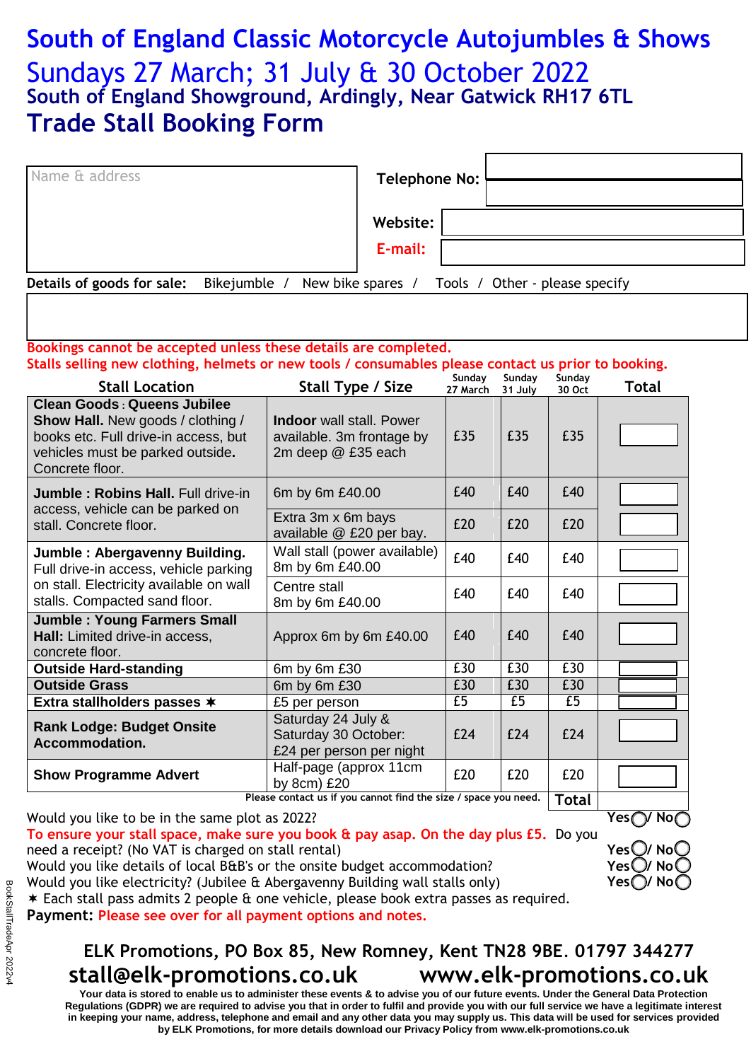# South of England Classic Motorcycle Autojumbles & Shows

## Sundays 27 March; 31 July & 30 October 2022

### South of England Showground, Ardingly, Near Gatwick RH17 6TL

# Trade Stall Booking Form

Name & address

**Telephone No:**

**Website:**

**E-mail:**

**Details of goods for sale:** Bikejumble / New bike spares / Tools / Other - please specify

Bookings cannot be accepted unless these details are completed.
Stalls selling new clothing, helmets or new tools / consumables please contact us prior to booking.

| Stall Location | Stall Type / Size | Sunday 27 March | Sunday 31 July | Sunday 30 Oct | Total |
|---|---|---|---|---|---|
| **Clean Goods : Queens Jubilee Show Hall.** New goods / clothing / books etc. Full drive-in access, but **vehicles must be parked outside.** Concrete floor. | **Indoor** wall stall. Power available. 3m frontage by 2m deep @ £35 each | £35 | £35 | £35 | |
| **Jumble : Robins Hall.** Full drive-in access, vehicle can be parked on stall. Concrete floor. | 6m by 6m £40.00 | £40 | £40 | £40 | |
| | Extra 3m x 6m bays available @ £20 per bay. | £20 | £20 | £20 | |
| **Jumble : Abergavenny Building.** Full drive-in access, vehicle parking on stall. Electricity available on wall stalls. Compacted sand floor. | Wall stall (power available) 8m by 6m £40.00 | £40 | £40 | £40 | |
| | Centre stall 8m by 6m £40.00 | £40 | £40 | £40 | |
| **Jumble : Young Farmers Small Hall:** Limited drive-in access, concrete floor. | Approx 6m by 6m £40.00 | £40 | £40 | £40 | |
| **Outside Hard-standing** | 6m by 6m £30 | £30 | £30 | £30 | |
| **Outside Grass** | 6m by 6m £30 | £30 | £30 | £30 | |
| **Extra stallholders passes** ✶ | £5 per person | £5 | £5 | £5 | |
| **Rank Lodge: Budget Onsite Accommodation.** | Saturday 24 July & Saturday 30 October: £24 per person per night | £24 | £24 | £24 | |
| **Show Programme Advert** | Half-page (approx 11cm by 8cm) £20 | £20 | £20 | £20 | |
| | Please contact us if you cannot find the size / space you need. | | | | **Total** |

Would you like to be in the same plot as 2022? Yes ◯ / No ◯

To ensure your stall space, make sure you book & pay asap. On the day plus £5. Do you need a receipt? (No VAT is charged on stall rental) Yes ◯ / No ◯

Would you like details of local B&B's or the onsite budget accommodation? Yes ◯ / No ◯

Would you like electricity? (Jubilee & Abergavenny Building wall stalls only) Yes ◯ / No ◯

✶ Each stall pass admits 2 people & one vehicle, please book extra passes as required.

**Payment:** Please see over for all payment options and notes.

**ELK Promotions, PO Box 85, New Romney, Kent TN28 9BE. 01797 344277**

**stall@elk-promotions.co.uk www.elk-promotions.co.uk**

**Your data is stored to enable us to administer these events & to advise you of our future events. Under the General Data Protection Regulations (GDPR) we are required to advise you that in order to fulfil and provide you with our full service we have a legitimate interest in keeping your name, address, telephone and email and any other data you may supply us. This data will be used for services provided by ELK Promotions, for more details download our Privacy Policy from www.elk-promotions.co.uk**

BookStallTradeApr 2022v4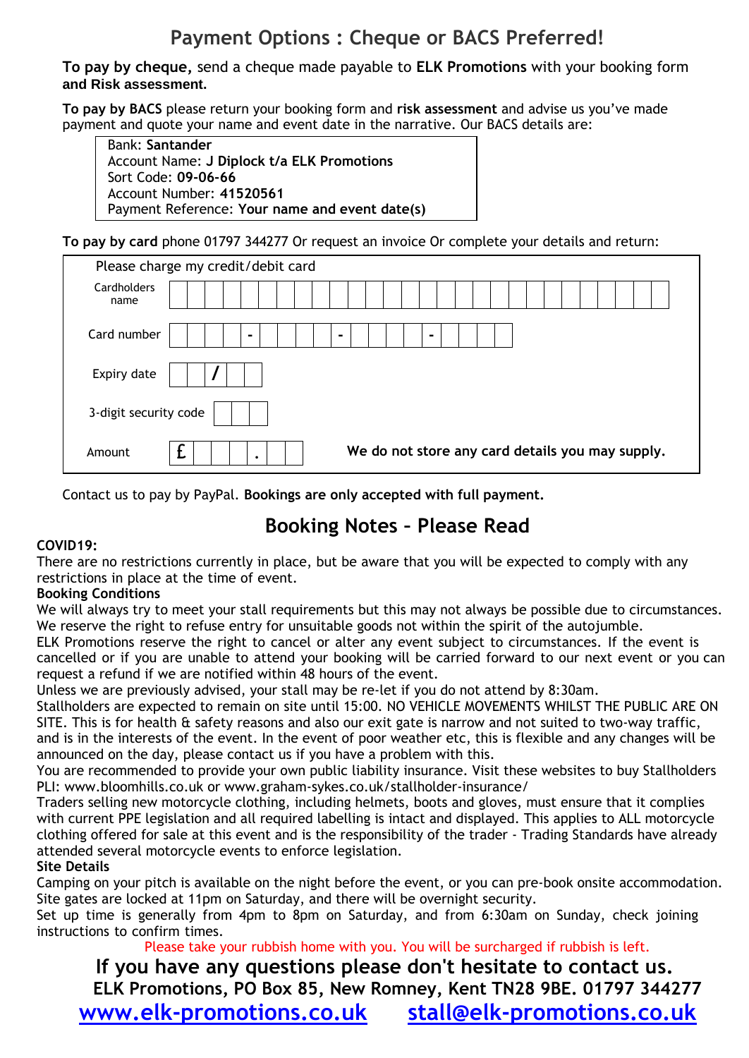# Payment Options : Cheque or BACS Preferred!

**To pay by cheque,** send a cheque made payable to **ELK Promotions** with your booking form **and Risk assessment.**

**To pay by BACS** please return your booking form and **risk assessment** and advise us you've made payment and quote your name and event date in the narrative. Our BACS details are:

| |
|---|
| Bank: **Santander** |
| Account Name: **J Diplock t/a ELK Promotions** |
| Sort Code: **09-06-66** |
| Account Number: **41520561** |
| Payment Reference: **Your name and event date(s)** |

**To pay by card** phone 01797 344277 Or request an invoice Or complete your details and return:

Please charge my credit/debit card

| | |
|---|---|
| Cardholders name | |
| Card number | - - - |
| Expiry date | / |
| 3-digit security code | |
| Amount | £ . |

**We do not store any card details you may supply.**

Contact us to pay by PayPal. **Bookings are only accepted with full payment.**

## Booking Notes – Please Read

**COVID19:**

There are no restrictions currently in place, but be aware that you will be expected to comply with any restrictions in place at the time of event.

**Booking Conditions**

We will always try to meet your stall requirements but this may not always be possible due to circumstances. We reserve the right to refuse entry for unsuitable goods not within the spirit of the autojumble.

ELK Promotions reserve the right to cancel or alter any event subject to circumstances. If the event is cancelled or if you are unable to attend your booking will be carried forward to our next event or you can request a refund if we are notified within 48 hours of the event.

Unless we are previously advised, your stall may be re-let if you do not attend by 8:30am.

Stallholders are expected to remain on site until 15:00. NO VEHICLE MOVEMENTS WHILST THE PUBLIC ARE ON SITE. This is for health & safety reasons and also our exit gate is narrow and not suited to two-way traffic, and is in the interests of the event. In the event of poor weather etc, this is flexible and any changes will be announced on the day, please contact us if you have a problem with this.

You are recommended to provide your own public liability insurance. Visit these websites to buy Stallholders PLI: www.bloomhills.co.uk or www.graham-sykes.co.uk/stallholder-insurance/

Traders selling new motorcycle clothing, including helmets, boots and gloves, must ensure that it complies with current PPE legislation and all required labelling is intact and displayed. This applies to ALL motorcycle clothing offered for sale at this event and is the responsibility of the trader - Trading Standards have already attended several motorcycle events to enforce legislation.

**Site Details**

Camping on your pitch is available on the night before the event, or you can pre-book onsite accommodation. Site gates are locked at 11pm on Saturday, and there will be overnight security.

Set up time is generally from 4pm to 8pm on Saturday, and from 6:30am on Sunday, check joining instructions to confirm times.

Please take your rubbish home with you. You will be surcharged if rubbish is left.

**If you have any questions please don't hesitate to contact us.**

**ELK Promotions, PO Box 85, New Romney, Kent TN28 9BE. 01797 344277**

**www.elk-promotions.co.uk** **stall@elk-promotions.co.uk**